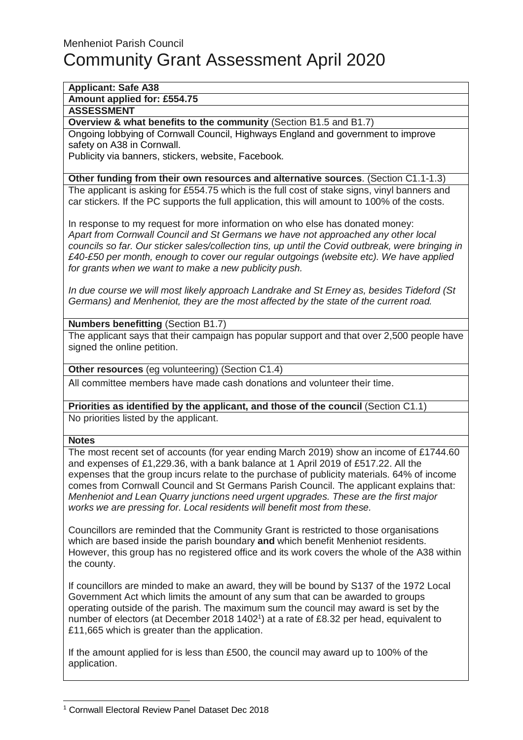Menheniot Parish Council

# Community Grant Assessment April 2020

**Applicant: Safe A38**

**Amount applied for: £554.75**

**ASSESSMENT**

**Overview & what benefits to the community** (Section B1.5 and B1.7)

Ongoing lobbying of Cornwall Council, Highways England and government to improve safety on A38 in Cornwall.
Publicity via banners, stickers, website, Facebook.

**Other funding from their own resources and alternative sources**. (Section C1.1-1.3)

The applicant is asking for £554.75 which is the full cost of stake signs, vinyl banners and car stickers. If the PC supports the full application, this will amount to 100% of the costs.

In response to my request for more information on who else has donated money:
*Apart from Cornwall Council and St Germans we have not approached any other local councils so far. Our sticker sales/collection tins, up until the Covid outbreak, were bringing in £40-£50 per month, enough to cover our regular outgoings (website etc). We have applied for grants when we want to make a new publicity push.*

*In due course we will most likely approach Landrake and St Erney as, besides Tideford (St Germans) and Menheniot, they are the most affected by the state of the current road.*

**Numbers benefitting** (Section B1.7)

The applicant says that their campaign has popular support and that over 2,500 people have signed the online petition.

**Other resources** (eg volunteering) (Section C1.4)

All committee members have made cash donations and volunteer their time.

**Priorities as identified by the applicant, and those of the council** (Section C1.1)

No priorities listed by the applicant.

**Notes**

The most recent set of accounts (for year ending March 2019) show an income of £1744.60 and expenses of £1,229.36, with a bank balance at 1 April 2019 of £517.22. All the expenses that the group incurs relate to the purchase of publicity materials. 64% of income comes from Cornwall Council and St Germans Parish Council. The applicant explains that: *Menheniot and Lean Quarry junctions need urgent upgrades. These are the first major works we are pressing for. Local residents will benefit most from these.*

Councillors are reminded that the Community Grant is restricted to those organisations which are based inside the parish boundary **and** which benefit Menheniot residents. However, this group has no registered office and its work covers the whole of the A38 within the county.

If councillors are minded to make an award, they will be bound by S137 of the 1972 Local Government Act which limits the amount of any sum that can be awarded to groups operating outside of the parish. The maximum sum the council may award is set by the number of electors (at December 2018 1402[1]) at a rate of £8.32 per head, equivalent to £11,665 which is greater than the application.

If the amount applied for is less than £500, the council may award up to 100% of the application.

[1] Cornwall Electoral Review Panel Dataset Dec 2018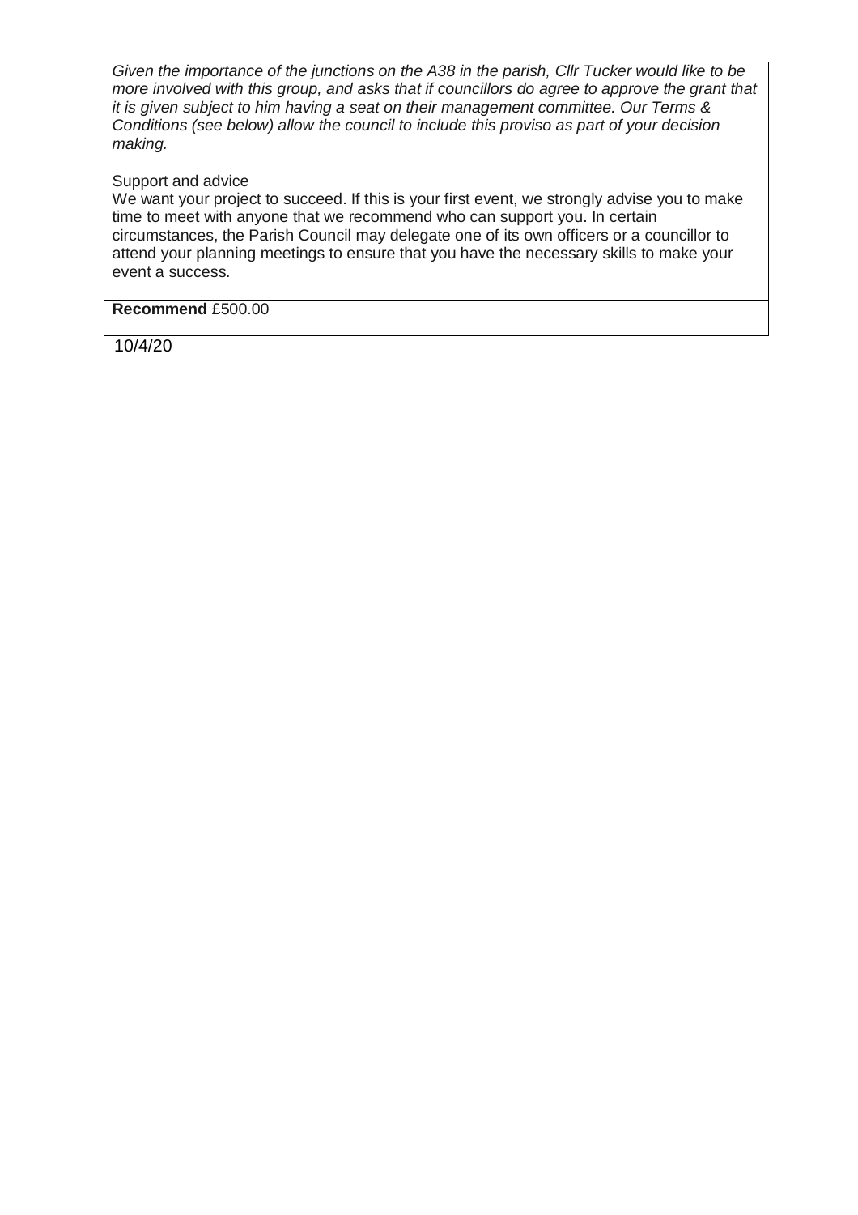*Given the importance of the junctions on the A38 in the parish, Cllr Tucker would like to be more involved with this group, and asks that if councillors do agree to approve the grant that it is given subject to him having a seat on their management committee. Our Terms & Conditions (see below) allow the council to include this proviso as part of your decision making.*

Support and advice

We want your project to succeed. If this is your first event, we strongly advise you to make time to meet with anyone that we recommend who can support you. In certain circumstances, the Parish Council may delegate one of its own officers or a councillor to attend your planning meetings to ensure that you have the necessary skills to make your event a success.

**Recommend** £500.00

10/4/20